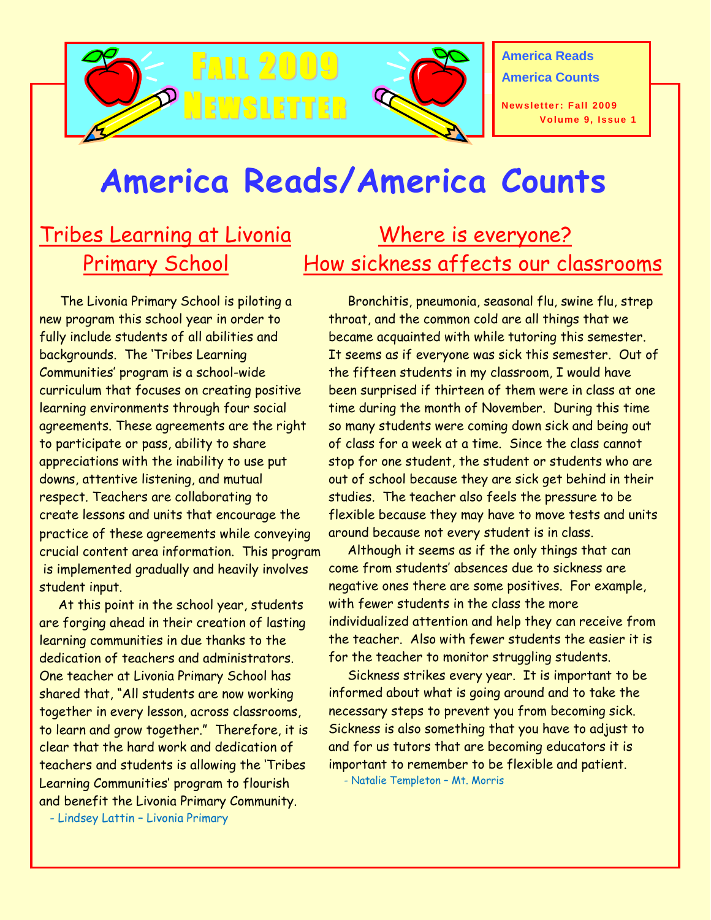# Fall 2009 Newsletter

**America Reads**
**America Counts**

Newsletter: Fall 2009
Volume 9, Issue 1

# America Reads/America Counts

## Tribes Learning at Livonia Primary School

The Livonia Primary School is piloting a new program this school year in order to fully include students of all abilities and backgrounds. The 'Tribes Learning Communities' program is a school-wide curriculum that focuses on creating positive learning environments through four social agreements. These agreements are the right to participate or pass, ability to share appreciations with the inability to use put downs, attentive listening, and mutual respect. Teachers are collaborating to create lessons and units that encourage the practice of these agreements while conveying crucial content area information. This program is implemented gradually and heavily involves student input.

At this point in the school year, students are forging ahead in their creation of lasting learning communities in due thanks to the dedication of teachers and administrators. One teacher at Livonia Primary School has shared that, "All students are now working together in every lesson, across classrooms, to learn and grow together." Therefore, it is clear that the hard work and dedication of teachers and students is allowing the 'Tribes Learning Communities' program to flourish and benefit the Livonia Primary Community.

- Lindsey Lattin – Livonia Primary

## Where is everyone? How sickness affects our classrooms

Bronchitis, pneumonia, seasonal flu, swine flu, strep throat, and the common cold are all things that we became acquainted with while tutoring this semester. It seems as if everyone was sick this semester. Out of the fifteen students in my classroom, I would have been surprised if thirteen of them were in class at one time during the month of November. During this time so many students were coming down sick and being out of class for a week at a time. Since the class cannot stop for one student, the student or students who are out of school because they are sick get behind in their studies. The teacher also feels the pressure to be flexible because they may have to move tests and units around because not every student is in class.

Although it seems as if the only things that can come from students' absences due to sickness are negative ones there are some positives. For example, with fewer students in the class the more individualized attention and help they can receive from the teacher. Also with fewer students the easier it is for the teacher to monitor struggling students.

Sickness strikes every year. It is important to be informed about what is going around and to take the necessary steps to prevent you from becoming sick. Sickness is also something that you have to adjust to and for us tutors that are becoming educators it is important to remember to be flexible and patient.

- Natalie Templeton – Mt. Morris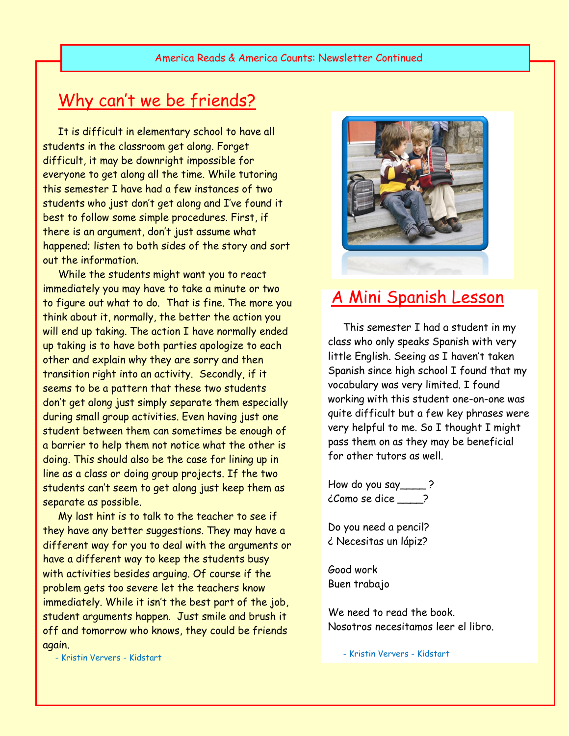## Why can't we be friends?

It is difficult in elementary school to have all students in the classroom get along. Forget difficult, it may be downright impossible for everyone to get along all the time. While tutoring this semester I have had a few instances of two students who just don't get along and I've found it best to follow some simple procedures. First, if there is an argument, don't just assume what happened; listen to both sides of the story and sort out the information.

While the students might want you to react immediately you may have to take a minute or two to figure out what to do. That is fine. The more you think about it, normally, the better the action you will end up taking. The action I have normally ended up taking is to have both parties apologize to each other and explain why they are sorry and then transition right into an activity. Secondly, if it seems to be a pattern that these two students don't get along just simply separate them especially during small group activities. Even having just one student between them can sometimes be enough of a barrier to help them not notice what the other is doing. This should also be the case for lining up in line as a class or doing group projects. If the two students can't seem to get along just keep them as separate as possible.

My last hint is to talk to the teacher to see if they have any better suggestions. They may have a different way for you to deal with the arguments or have a different way to keep the students busy with activities besides arguing. Of course if the problem gets too severe let the teachers know immediately. While it isn't the best part of the job, student arguments happen. Just smile and brush it off and tomorrow who knows, they could be friends again.

- Kristin Ververs - Kidstart

## A Mini Spanish Lesson

This semester I had a student in my class who only speaks Spanish with very little English. Seeing as I haven't taken Spanish since high school I found that my vocabulary was very limited. I found working with this student one-on-one was quite difficult but a few key phrases were very helpful to me. So I thought I might pass them on as they may be beneficial for other tutors as well.

How do you say____ ?
¿Como se dice ____?

Do you need a pencil?
¿ Necesitas un lápiz?

Good work
Buen trabajo

We need to read the book.
Nosotros necesitamos leer el libro.

- Kristin Ververs - Kidstart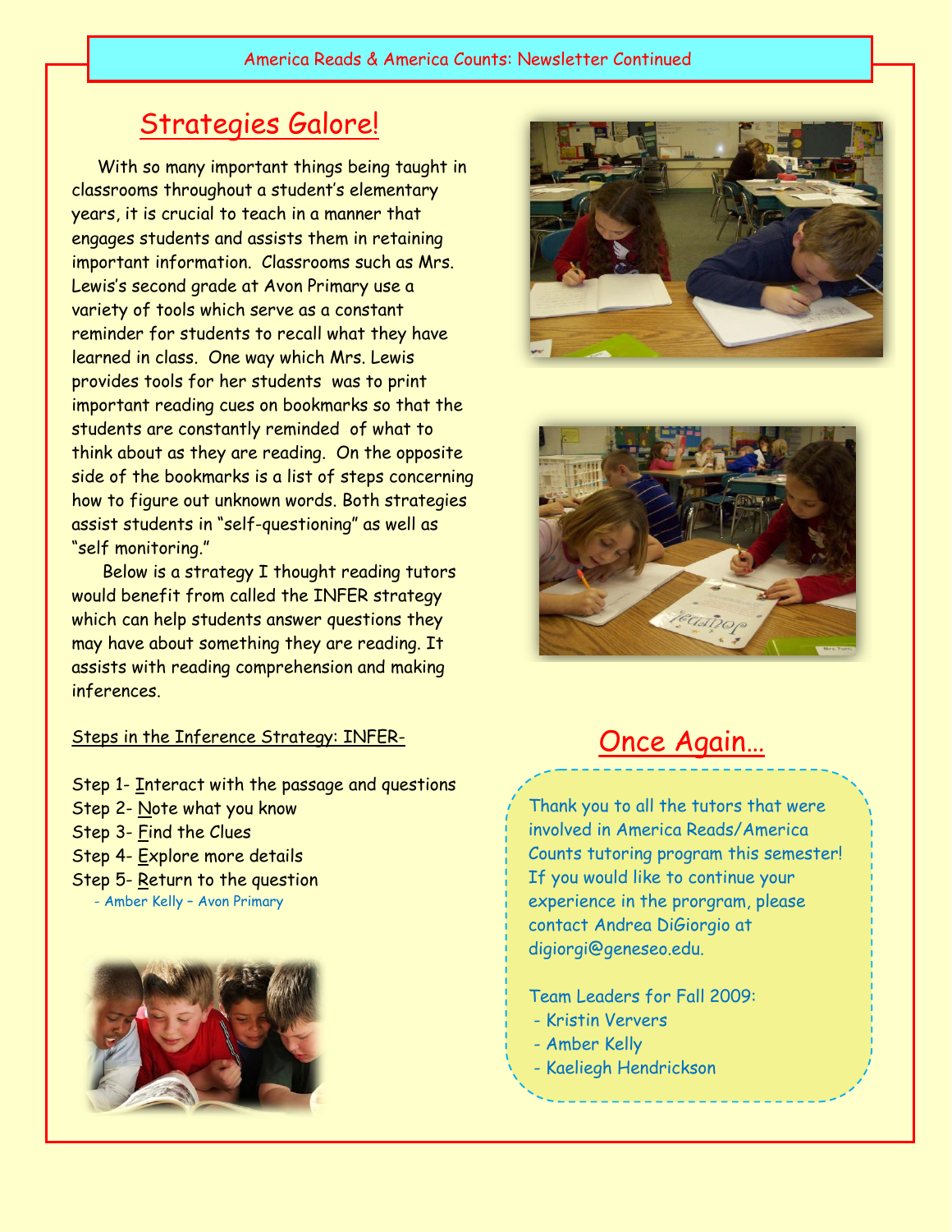## Strategies Galore!

With so many important things being taught in classrooms throughout a student's elementary years, it is crucial to teach in a manner that engages students and assists them in retaining important information. Classrooms such as Mrs. Lewis's second grade at Avon Primary use a variety of tools which serve as a constant reminder for students to recall what they have learned in class. One way which Mrs. Lewis provides tools for her students was to print important reading cues on bookmarks so that the students are constantly reminded of what to think about as they are reading. On the opposite side of the bookmarks is a list of steps concerning how to figure out unknown words. Both strategies assist students in "self-questioning" as well as "self monitoring."

Below is a strategy I thought reading tutors would benefit from called the INFER strategy which can help students answer questions they may have about something they are reading. It assists with reading comprehension and making inferences.

Steps in the Inference Strategy: INFER-

Step 1- Interact with the passage and questions
Step 2- Note what you know
Step 3- Find the Clues
Step 4- Explore more details
Step 5- Return to the question

- Amber Kelly – Avon Primary

## Once Again…

Thank you to all the tutors that were involved in America Reads/America Counts tutoring program this semester! If you would like to continue your experience in the prorgram, please contact Andrea DiGiorgio at digiorgi@geneseo.edu.

Team Leaders for Fall 2009:

- Kristin Ververs
- Amber Kelly
- Kaeliegh Hendrickson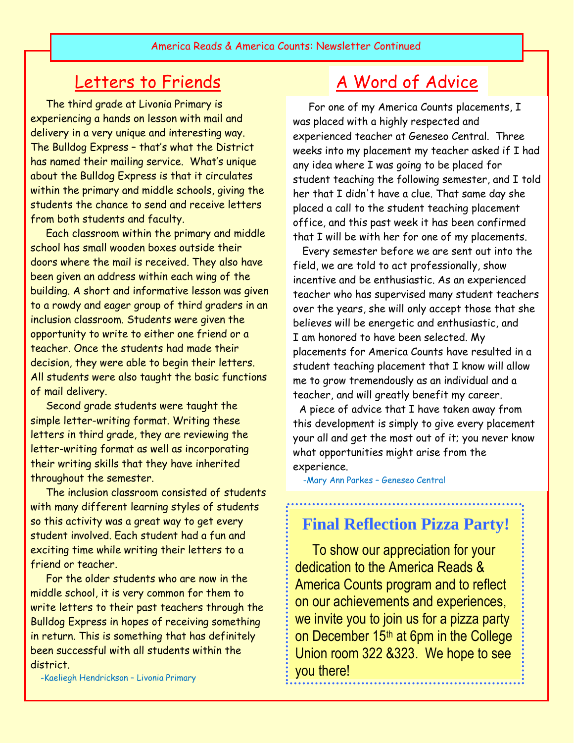America Reads & America Counts: Newsletter Continued

## Letters to Friends

The third grade at Livonia Primary is experiencing a hands on lesson with mail and delivery in a very unique and interesting way. The Bulldog Express – that's what the District has named their mailing service. What's unique about the Bulldog Express is that it circulates within the primary and middle schools, giving the students the chance to send and receive letters from both students and faculty.

Each classroom within the primary and middle school has small wooden boxes outside their doors where the mail is received. They also have been given an address within each wing of the building. A short and informative lesson was given to a rowdy and eager group of third graders in an inclusion classroom. Students were given the opportunity to write to either one friend or a teacher. Once the students had made their decision, they were able to begin their letters. All students were also taught the basic functions of mail delivery.

Second grade students were taught the simple letter-writing format. Writing these letters in third grade, they are reviewing the letter-writing format as well as incorporating their writing skills that they have inherited throughout the semester.

The inclusion classroom consisted of students with many different learning styles of students so this activity was a great way to get every student involved. Each student had a fun and exciting time while writing their letters to a friend or teacher.

For the older students who are now in the middle school, it is very common for them to write letters to their past teachers through the Bulldog Express in hopes of receiving something in return. This is something that has definitely been successful with all students within the district.

-Kaeliegh Hendrickson – Livonia Primary

## A Word of Advice

For one of my America Counts placements, I was placed with a highly respected and experienced teacher at Geneseo Central. Three weeks into my placement my teacher asked if I had any idea where I was going to be placed for student teaching the following semester, and I told her that I didn't have a clue. That same day she placed a call to the student teaching placement office, and this past week it has been confirmed that I will be with her for one of my placements.

Every semester before we are sent out into the field, we are told to act professionally, show incentive and be enthusiastic. As an experienced teacher who has supervised many student teachers over the years, she will only accept those that she believes will be energetic and enthusiastic, and I am honored to have been selected. My placements for America Counts have resulted in a student teaching placement that I know will allow me to grow tremendously as an individual and a teacher, and will greatly benefit my career.

A piece of advice that I have taken away from this development is simply to give every placement your all and get the most out of it; you never know what opportunities might arise from the experience.

-Mary Ann Parkes – Geneseo Central

## Final Reflection Pizza Party!

To show our appreciation for your dedication to the America Reads & America Counts program and to reflect on our achievements and experiences, we invite you to join us for a pizza party on December 15th at 6pm in the College Union room 322 &323. We hope to see you there!